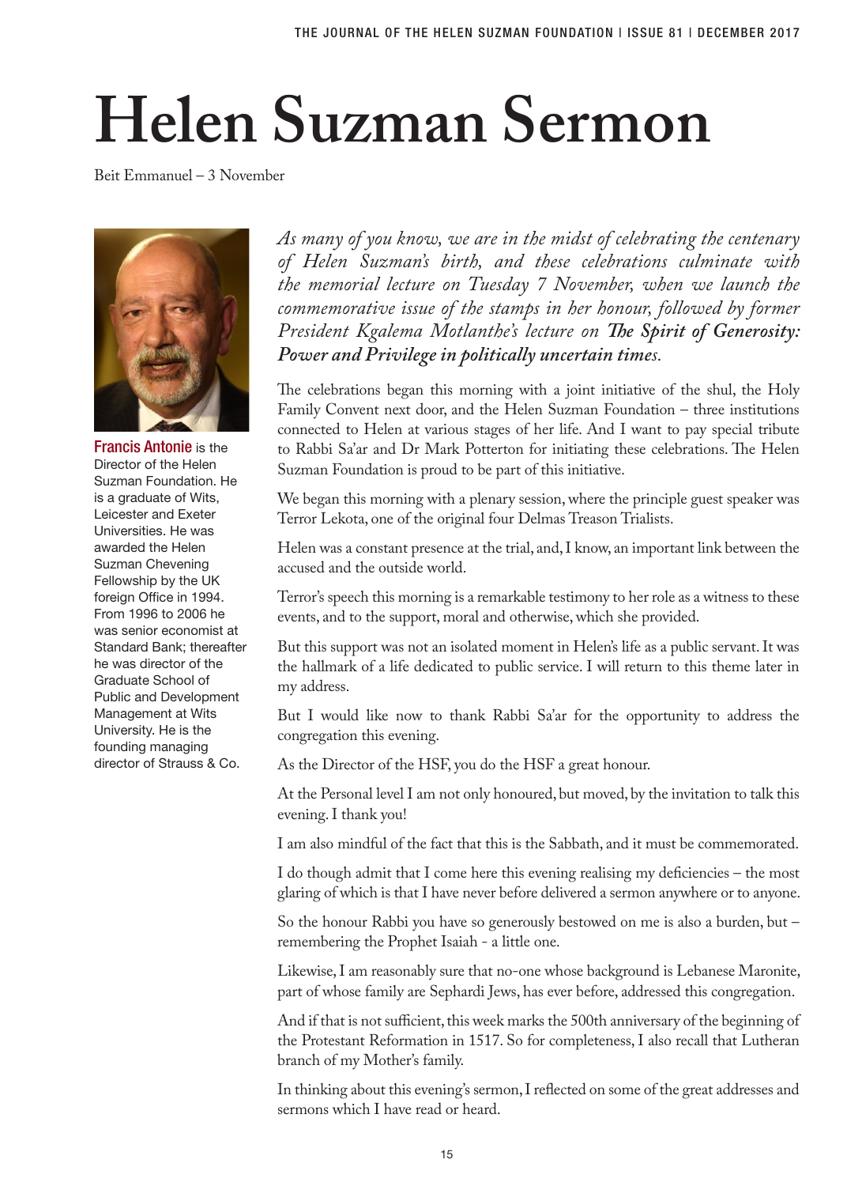# Helen Suzman Sermon

Beit Emmanuel – 3 November

**Francis Antonie** is the Director of the Helen Suzman Foundation. He is a graduate of Wits, Leicester and Exeter Universities. He was awarded the Helen Suzman Chevening Fellowship by the UK foreign Office in 1994. From 1996 to 2006 he was senior economist at Standard Bank; thereafter he was director of the Graduate School of Public and Development Management at Wits University. He is the founding managing director of Strauss & Co.

*As many of you know, we are in the midst of celebrating the centenary of Helen Suzman's birth, and these celebrations culminate with the memorial lecture on Tuesday 7 November, when we launch the commemorative issue of the stamps in her honour, followed by former President Kgalema Motlanthe's lecture on* ***The Spirit of Generosity: Power and Privilege in politically uncertain times****.*

The celebrations began this morning with a joint initiative of the shul, the Holy Family Convent next door, and the Helen Suzman Foundation – three institutions connected to Helen at various stages of her life. And I want to pay special tribute to Rabbi Sa'ar and Dr Mark Potterton for initiating these celebrations. The Helen Suzman Foundation is proud to be part of this initiative.

We began this morning with a plenary session, where the principle guest speaker was Terror Lekota, one of the original four Delmas Treason Trialists.

Helen was a constant presence at the trial, and, I know, an important link between the accused and the outside world.

Terror's speech this morning is a remarkable testimony to her role as a witness to these events, and to the support, moral and otherwise, which she provided.

But this support was not an isolated moment in Helen's life as a public servant. It was the hallmark of a life dedicated to public service. I will return to this theme later in my address.

But I would like now to thank Rabbi Sa'ar for the opportunity to address the congregation this evening.

As the Director of the HSF, you do the HSF a great honour.

At the Personal level I am not only honoured, but moved, by the invitation to talk this evening. I thank you!

I am also mindful of the fact that this is the Sabbath, and it must be commemorated.

I do though admit that I come here this evening realising my deficiencies – the most glaring of which is that I have never before delivered a sermon anywhere or to anyone.

So the honour Rabbi you have so generously bestowed on me is also a burden, but – remembering the Prophet Isaiah - a little one.

Likewise, I am reasonably sure that no-one whose background is Lebanese Maronite, part of whose family are Sephardi Jews, has ever before, addressed this congregation.

And if that is not sufficient, this week marks the 500th anniversary of the beginning of the Protestant Reformation in 1517. So for completeness, I also recall that Lutheran branch of my Mother's family.

In thinking about this evening's sermon, I reflected on some of the great addresses and sermons which I have read or heard.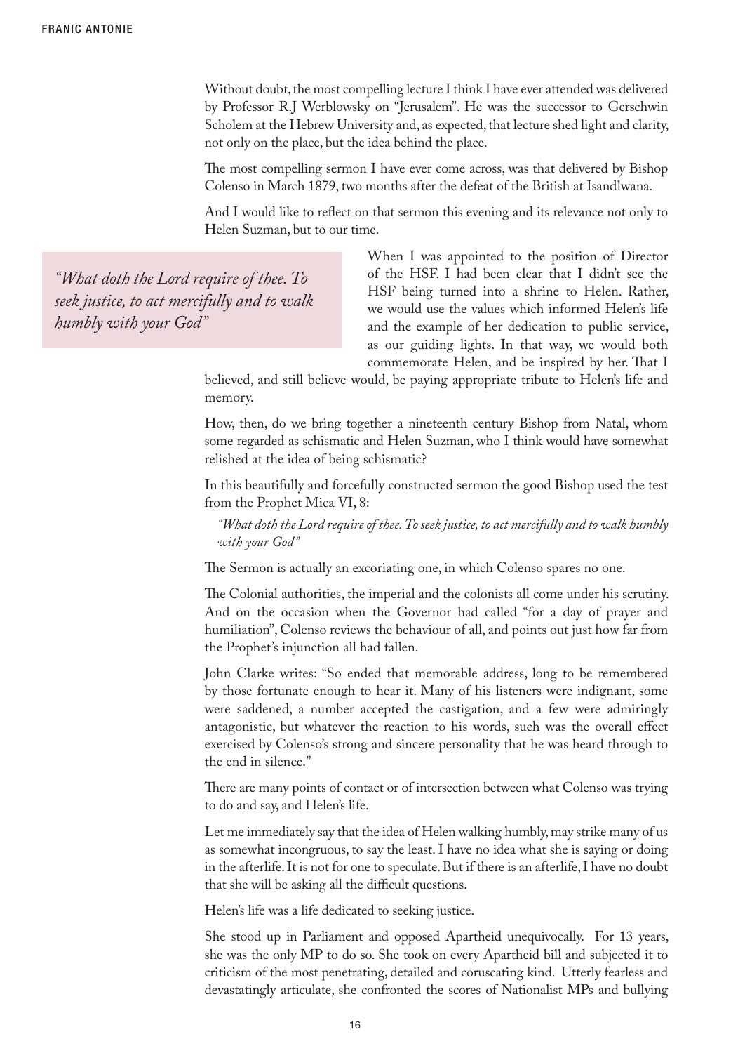Without doubt, the most compelling lecture I think I have ever attended was delivered by Professor R.J Werblowsky on "Jerusalem". He was the successor to Gerschwin Scholem at the Hebrew University and, as expected, that lecture shed light and clarity, not only on the place, but the idea behind the place.

The most compelling sermon I have ever come across, was that delivered by Bishop Colenso in March 1879, two months after the defeat of the British at Isandlwana.

And I would like to reflect on that sermon this evening and its relevance not only to Helen Suzman, but to our time.

> *"What doth the Lord require of thee. To seek justice, to act mercifully and to walk humbly with your God"*

When I was appointed to the position of Director of the HSF. I had been clear that I didn't see the HSF being turned into a shrine to Helen. Rather, we would use the values which informed Helen's life and the example of her dedication to public service, as our guiding lights. In that way, we would both commemorate Helen, and be inspired by her. That I believed, and still believe would, be paying appropriate tribute to Helen's life and memory.

How, then, do we bring together a nineteenth century Bishop from Natal, whom some regarded as schismatic and Helen Suzman, who I think would have somewhat relished at the idea of being schismatic?

In this beautifully and forcefully constructed sermon the good Bishop used the test from the Prophet Mica VI, 8:

> *"What doth the Lord require of thee. To seek justice, to act mercifully and to walk humbly with your God"*

The Sermon is actually an excoriating one, in which Colenso spares no one.

The Colonial authorities, the imperial and the colonists all come under his scrutiny. And on the occasion when the Governor had called "for a day of prayer and humiliation", Colenso reviews the behaviour of all, and points out just how far from the Prophet's injunction all had fallen.

John Clarke writes: "So ended that memorable address, long to be remembered by those fortunate enough to hear it. Many of his listeners were indignant, some were saddened, a number accepted the castigation, and a few were admiringly antagonistic, but whatever the reaction to his words, such was the overall effect exercised by Colenso's strong and sincere personality that he was heard through to the end in silence."

There are many points of contact or of intersection between what Colenso was trying to do and say, and Helen's life.

Let me immediately say that the idea of Helen walking humbly, may strike many of us as somewhat incongruous, to say the least. I have no idea what she is saying or doing in the afterlife. It is not for one to speculate. But if there is an afterlife, I have no doubt that she will be asking all the difficult questions.

Helen's life was a life dedicated to seeking justice.

She stood up in Parliament and opposed Apartheid unequivocally. For 13 years, she was the only MP to do so. She took on every Apartheid bill and subjected it to criticism of the most penetrating, detailed and coruscating kind. Utterly fearless and devastatingly articulate, she confronted the scores of Nationalist MPs and bullying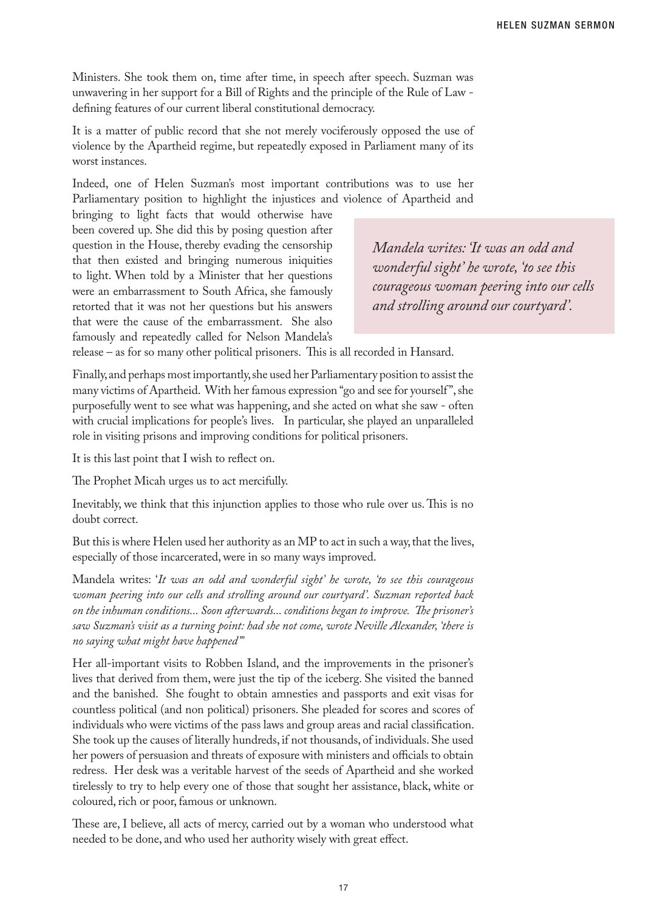Ministers. She took them on, time after time, in speech after speech. Suzman was unwavering in her support for a Bill of Rights and the principle of the Rule of Law - defining features of our current liberal constitutional democracy.

It is a matter of public record that she not merely vociferously opposed the use of violence by the Apartheid regime, but repeatedly exposed in Parliament many of its worst instances.

Indeed, one of Helen Suzman's most important contributions was to use her Parliamentary position to highlight the injustices and violence of Apartheid and bringing to light facts that would otherwise have been covered up. She did this by posing question after question in the House, thereby evading the censorship that then existed and bringing numerous iniquities to light. When told by a Minister that her questions were an embarrassment to South Africa, she famously retorted that it was not her questions but his answers that were the cause of the embarrassment. She also famously and repeatedly called for Nelson Mandela's release – as for so many other political prisoners. This is all recorded in Hansard.

> *Mandela writes: 'It was an odd and wonderful sight' he wrote, 'to see this courageous woman peering into our cells and strolling around our courtyard'.*

Finally, and perhaps most importantly, she used her Parliamentary position to assist the many victims of Apartheid. With her famous expression "go and see for yourself", she purposefully went to see what was happening, and she acted on what she saw - often with crucial implications for people's lives. In particular, she played an unparalleled role in visiting prisons and improving conditions for political prisoners.

It is this last point that I wish to reflect on.

The Prophet Micah urges us to act mercifully.

Inevitably, we think that this injunction applies to those who rule over us. This is no doubt correct.

But this is where Helen used her authority as an MP to act in such a way, that the lives, especially of those incarcerated, were in so many ways improved.

Mandela writes: '*It was an odd and wonderful sight' he wrote, 'to see this courageous woman peering into our cells and strolling around our courtyard'. Suzman reported back on the inhuman conditions... Soon afterwards... conditions began to improve. The prisoner's saw Suzman's visit as a turning point: had she not come, wrote Neville Alexander, 'there is no saying what might have happened'*"

Her all-important visits to Robben Island, and the improvements in the prisoner's lives that derived from them, were just the tip of the iceberg. She visited the banned and the banished. She fought to obtain amnesties and passports and exit visas for countless political (and non political) prisoners. She pleaded for scores and scores of individuals who were victims of the pass laws and group areas and racial classification. She took up the causes of literally hundreds, if not thousands, of individuals. She used her powers of persuasion and threats of exposure with ministers and officials to obtain redress. Her desk was a veritable harvest of the seeds of Apartheid and she worked tirelessly to try to help every one of those that sought her assistance, black, white or coloured, rich or poor, famous or unknown.

These are, I believe, all acts of mercy, carried out by a woman who understood what needed to be done, and who used her authority wisely with great effect.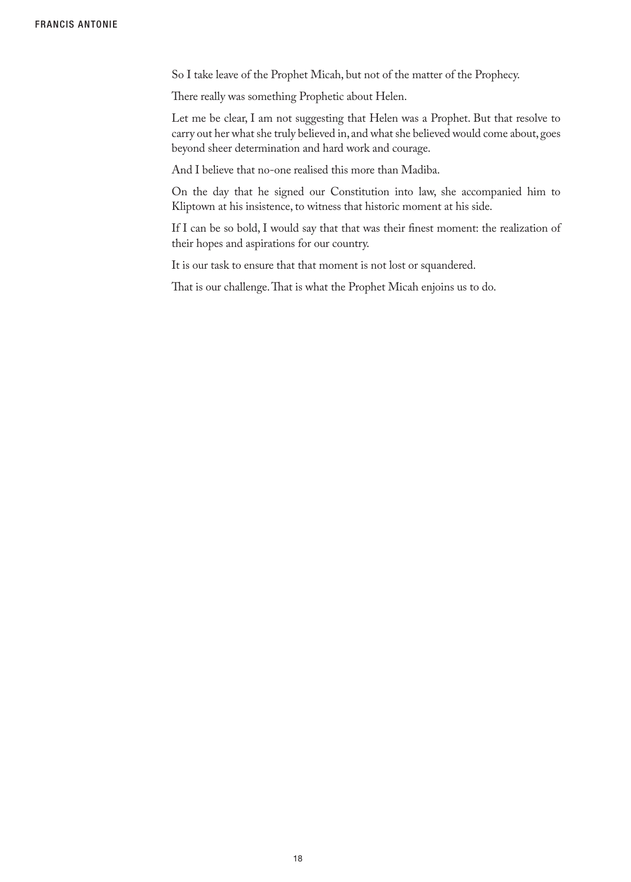So I take leave of the Prophet Micah, but not of the matter of the Prophecy.

There really was something Prophetic about Helen.

Let me be clear, I am not suggesting that Helen was a Prophet. But that resolve to carry out her what she truly believed in, and what she believed would come about, goes beyond sheer determination and hard work and courage.

And I believe that no-one realised this more than Madiba.

On the day that he signed our Constitution into law, she accompanied him to Kliptown at his insistence, to witness that historic moment at his side.

If I can be so bold, I would say that that was their finest moment: the realization of their hopes and aspirations for our country.

It is our task to ensure that that moment is not lost or squandered.

That is our challenge. That is what the Prophet Micah enjoins us to do.